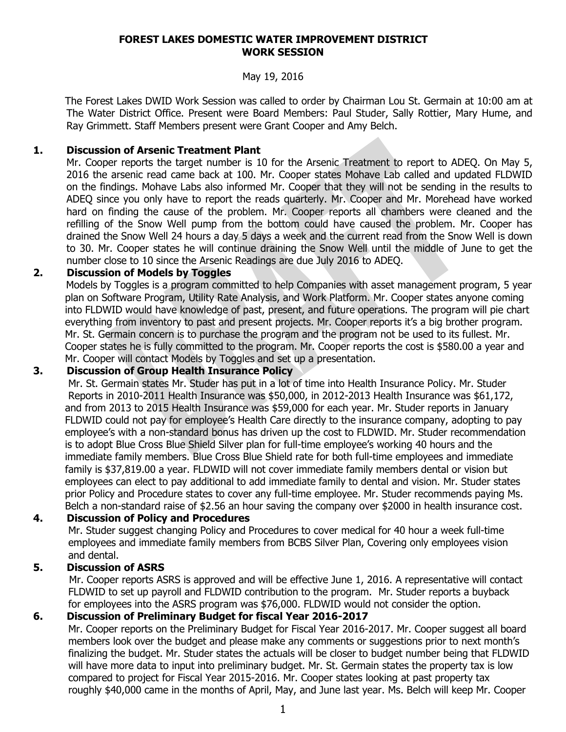# FOREST LAKES DOMESTIC WATER IMPROVEMENT DISTRICT
# WORK SESSION

May 19, 2016

The Forest Lakes DWID Work Session was called to order by Chairman Lou St. Germain at 10:00 am at The Water District Office. Present were Board Members: Paul Studer, Sally Rottier, Mary Hume, and Ray Grimmett. Staff Members present were Grant Cooper and Amy Belch.

**1. Discussion of Arsenic Treatment Plant**

Mr. Cooper reports the target number is 10 for the Arsenic Treatment to report to ADEQ. On May 5, 2016 the arsenic read came back at 100. Mr. Cooper states Mohave Lab called and updated FLDWID on the findings. Mohave Labs also informed Mr. Cooper that they will not be sending in the results to ADEQ since you only have to report the reads quarterly. Mr. Cooper and Mr. Morehead have worked hard on finding the cause of the problem. Mr. Cooper reports all chambers were cleaned and the refilling of the Snow Well pump from the bottom could have caused the problem. Mr. Cooper has drained the Snow Well 24 hours a day 5 days a week and the current read from the Snow Well is down to 30. Mr. Cooper states he will continue draining the Snow Well until the middle of June to get the number close to 10 since the Arsenic Readings are due July 2016 to ADEQ.

**2. Discussion of Models by Toggles**

Models by Toggles is a program committed to help Companies with asset management program, 5 year plan on Software Program, Utility Rate Analysis, and Work Platform. Mr. Cooper states anyone coming into FLDWID would have knowledge of past, present, and future operations. The program will pie chart everything from inventory to past and present projects. Mr. Cooper reports it's a big brother program. Mr. St. Germain concern is to purchase the program and the program not be used to its fullest. Mr. Cooper states he is fully committed to the program. Mr. Cooper reports the cost is $580.00 a year and Mr. Cooper will contact Models by Toggles and set up a presentation.

**3. Discussion of Group Health Insurance Policy**

Mr. St. Germain states Mr. Studer has put in a lot of time into Health Insurance Policy. Mr. Studer Reports in 2010-2011 Health Insurance was $50,000, in 2012-2013 Health Insurance was $61,172, and from 2013 to 2015 Health Insurance was $59,000 for each year. Mr. Studer reports in January FLDWID could not pay for employee's Health Care directly to the insurance company, adopting to pay employee's with a non-standard bonus has driven up the cost to FLDWID. Mr. Studer recommendation is to adopt Blue Cross Blue Shield Silver plan for full-time employee's working 40 hours and the immediate family members. Blue Cross Blue Shield rate for both full-time employees and immediate family is $37,819.00 a year. FLDWID will not cover immediate family members dental or vision but employees can elect to pay additional to add immediate family to dental and vision. Mr. Studer states prior Policy and Procedure states to cover any full-time employee. Mr. Studer recommends paying Ms. Belch a non-standard raise of $2.56 an hour saving the company over $2000 in health insurance cost.

**4. Discussion of Policy and Procedures**

Mr. Studer suggest changing Policy and Procedures to cover medical for 40 hour a week full-time employees and immediate family members from BCBS Silver Plan, Covering only employees vision and dental.

**5. Discussion of ASRS**

Mr. Cooper reports ASRS is approved and will be effective June 1, 2016. A representative will contact FLDWID to set up payroll and FLDWID contribution to the program. Mr. Studer reports a buyback for employees into the ASRS program was $76,000. FLDWID would not consider the option.

**6. Discussion of Preliminary Budget for fiscal Year 2016-2017**

Mr. Cooper reports on the Preliminary Budget for Fiscal Year 2016-2017. Mr. Cooper suggest all board members look over the budget and please make any comments or suggestions prior to next month's finalizing the budget. Mr. Studer states the actuals will be closer to budget number being that FLDWID will have more data to input into preliminary budget. Mr. St. Germain states the property tax is low compared to project for Fiscal Year 2015-2016. Mr. Cooper states looking at past property tax roughly $40,000 came in the months of April, May, and June last year. Ms. Belch will keep Mr. Cooper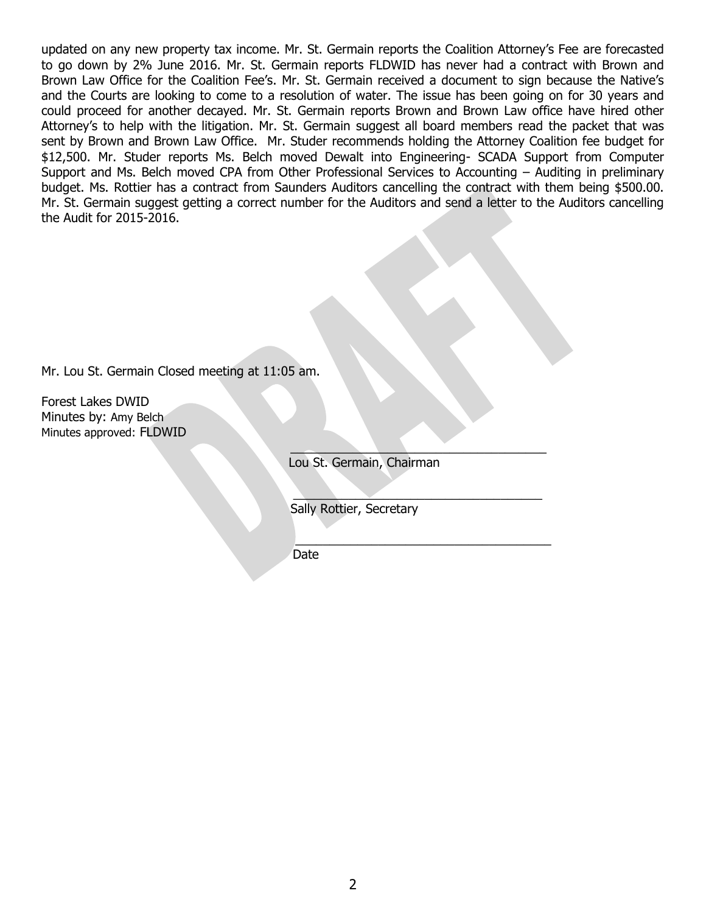updated on any new property tax income. Mr. St. Germain reports the Coalition Attorney's Fee are forecasted to go down by 2% June 2016. Mr. St. Germain reports FLDWID has never had a contract with Brown and Brown Law Office for the Coalition Fee's. Mr. St. Germain received a document to sign because the Native's and the Courts are looking to come to a resolution of water. The issue has been going on for 30 years and could proceed for another decayed. Mr. St. Germain reports Brown and Brown Law office have hired other Attorney's to help with the litigation. Mr. St. Germain suggest all board members read the packet that was sent by Brown and Brown Law Office. Mr. Studer recommends holding the Attorney Coalition fee budget for $12,500. Mr. Studer reports Ms. Belch moved Dewalt into Engineering- SCADA Support from Computer Support and Ms. Belch moved CPA from Other Professional Services to Accounting – Auditing in preliminary budget. Ms. Rottier has a contract from Saunders Auditors cancelling the contract with them being $500.00. Mr. St. Germain suggest getting a correct number for the Auditors and send a letter to the Auditors cancelling the Audit for 2015-2016.

Mr. Lou St. Germain Closed meeting at 11:05 am.

Forest Lakes DWID
Minutes by: Amy Belch
Minutes approved: FLDWID

______________________________________
Lou St. Germain, Chairman

______________________________________
Sally Rottier, Secretary

______________________________________
Date

DRAFT